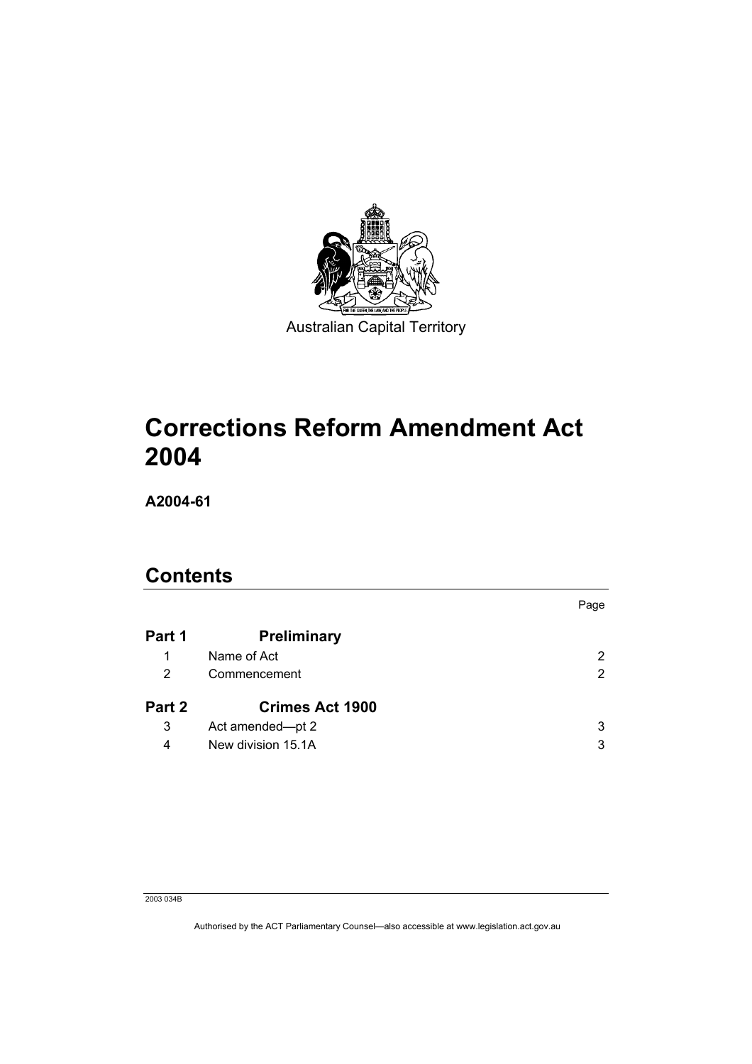Australian Capital Territory

# Corrections Reform Amendment Act 2004

**A2004-61**

## Contents

| | | Page |
|---|---|---|
| **Part 1** | **Preliminary** | |
| 1 | Name of Act | 2 |
| 2 | Commencement | 2 |
| **Part 2** | **Crimes Act 1900** | |
| 3 | Act amended—pt 2 | 3 |
| 4 | New division 15.1A | 3 |

2003 034B

Authorised by the ACT Parliamentary Counsel—also accessible at www.legislation.act.gov.au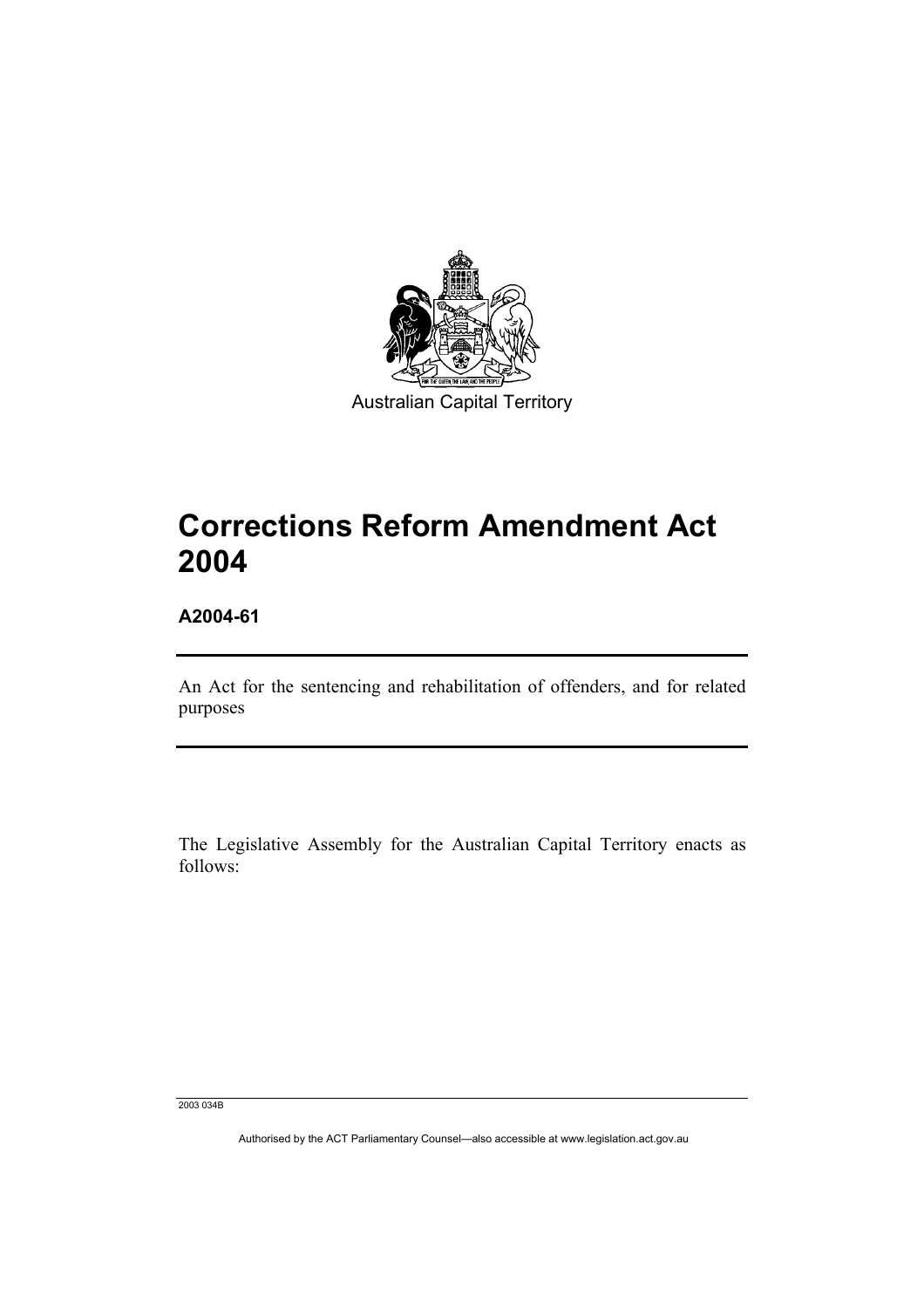Australian Capital Territory

# Corrections Reform Amendment Act 2004

**A2004-61**

An Act for the sentencing and rehabilitation of offenders, and for related purposes

The Legislative Assembly for the Australian Capital Territory enacts as follows:

2003 034B

Authorised by the ACT Parliamentary Counsel—also accessible at www.legislation.act.gov.au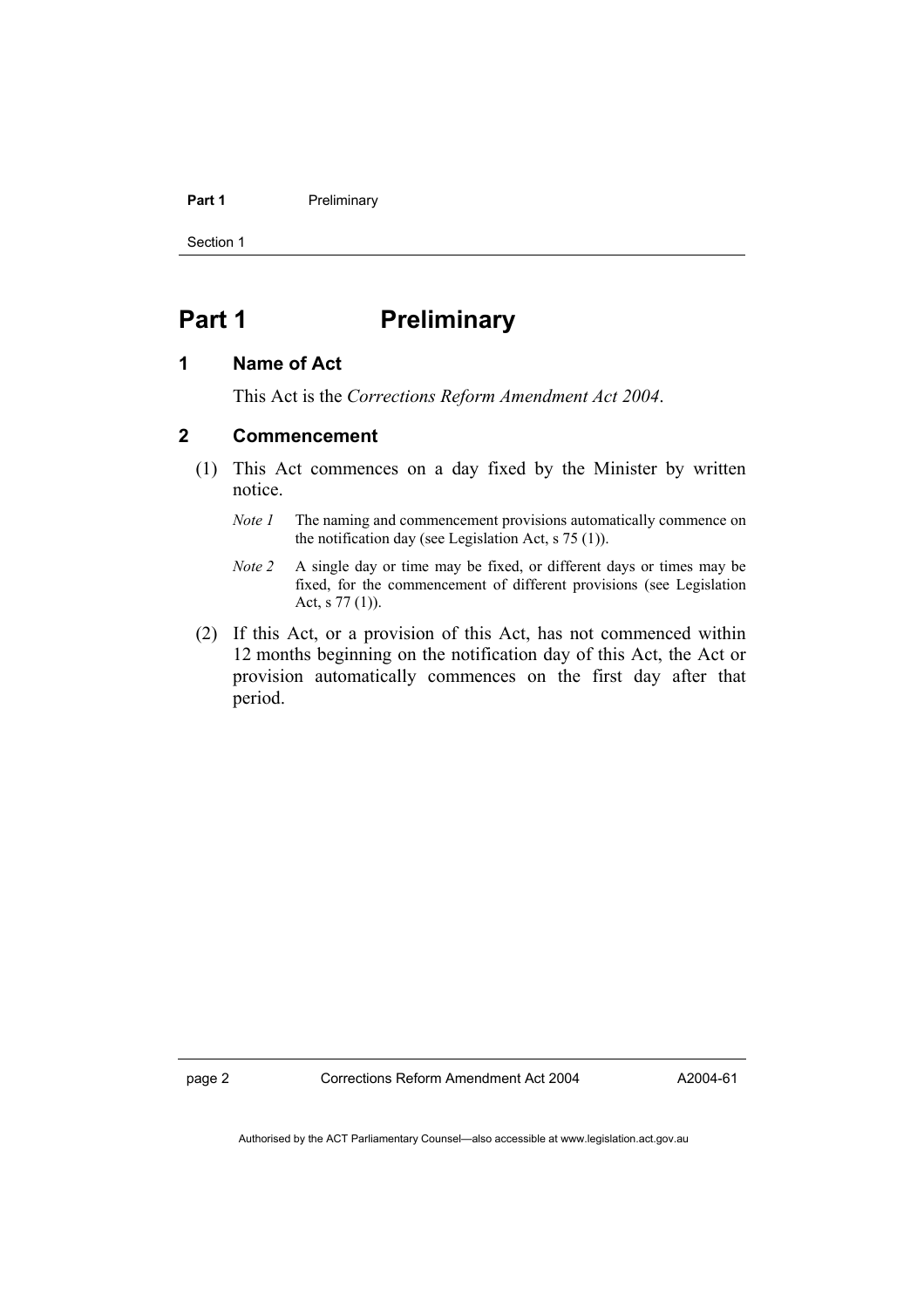# Part 1 Preliminary

## 1 Name of Act

This Act is the *Corrections Reform Amendment Act 2004*.

## 2 Commencement

(1) This Act commences on a day fixed by the Minister by written notice.

*Note 1* The naming and commencement provisions automatically commence on the notification day (see Legislation Act, s 75 (1)).

*Note 2* A single day or time may be fixed, or different days or times may be fixed, for the commencement of different provisions (see Legislation Act, s 77 (1)).

(2) If this Act, or a provision of this Act, has not commenced within 12 months beginning on the notification day of this Act, the Act or provision automatically commences on the first day after that period.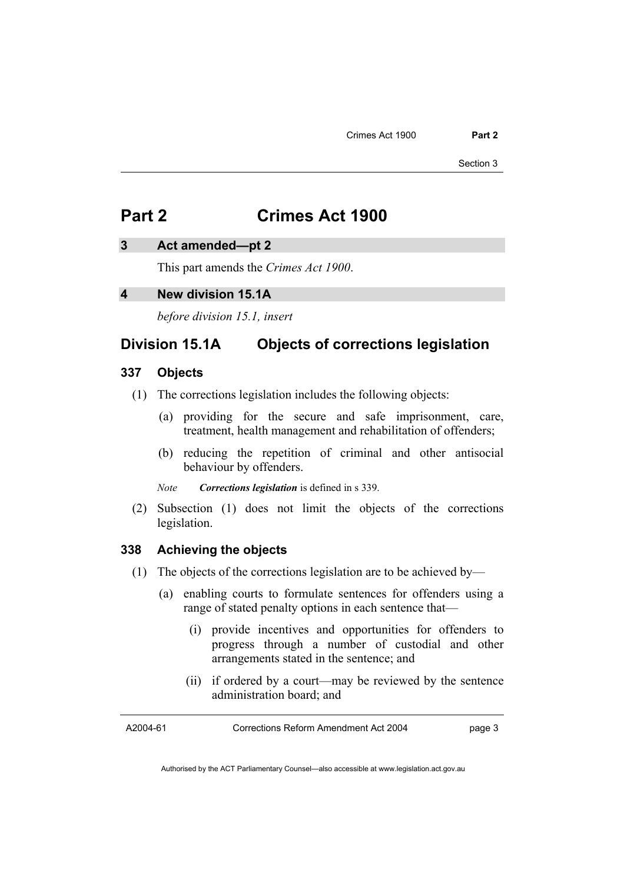# Part 2 Crimes Act 1900

## 3 Act amended—pt 2

This part amends the *Crimes Act 1900*.

## 4 New division 15.1A

*before division 15.1, insert*

## Division 15.1A Objects of corrections legislation

### 337 Objects

(1) The corrections legislation includes the following objects:

(a) providing for the secure and safe imprisonment, care, treatment, health management and rehabilitation of offenders;

(b) reducing the repetition of criminal and other antisocial behaviour by offenders.

*Note* ***Corrections legislation*** is defined in s 339.

(2) Subsection (1) does not limit the objects of the corrections legislation.

### 338 Achieving the objects

(1) The objects of the corrections legislation are to be achieved by—

(a) enabling courts to formulate sentences for offenders using a range of stated penalty options in each sentence that—

(i) provide incentives and opportunities for offenders to progress through a number of custodial and other arrangements stated in the sentence; and

(ii) if ordered by a court—may be reviewed by the sentence administration board; and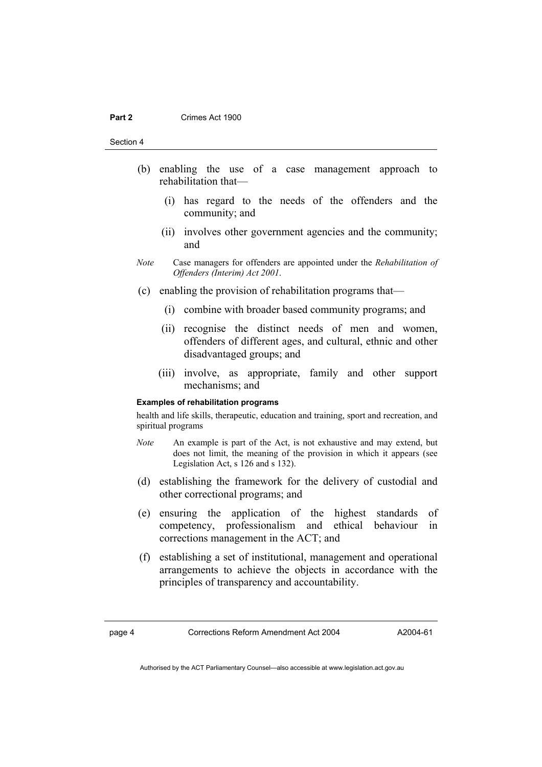(b) enabling the use of a case management approach to rehabilitation that—

  (i) has regard to the needs of the offenders and the community; and

  (ii) involves other government agencies and the community; and

*Note* Case managers for offenders are appointed under the *Rehabilitation of Offenders (Interim) Act 2001*.

(c) enabling the provision of rehabilitation programs that—

  (i) combine with broader based community programs; and

  (ii) recognise the distinct needs of men and women, offenders of different ages, and cultural, ethnic and other disadvantaged groups; and

  (iii) involve, as appropriate, family and other support mechanisms; and

**Examples of rehabilitation programs**

health and life skills, therapeutic, education and training, sport and recreation, and spiritual programs

*Note* An example is part of the Act, is not exhaustive and may extend, but does not limit, the meaning of the provision in which it appears (see Legislation Act, s 126 and s 132).

(d) establishing the framework for the delivery of custodial and other correctional programs; and

(e) ensuring the application of the highest standards of competency, professionalism and ethical behaviour in corrections management in the ACT; and

(f) establishing a set of institutional, management and operational arrangements to achieve the objects in accordance with the principles of transparency and accountability.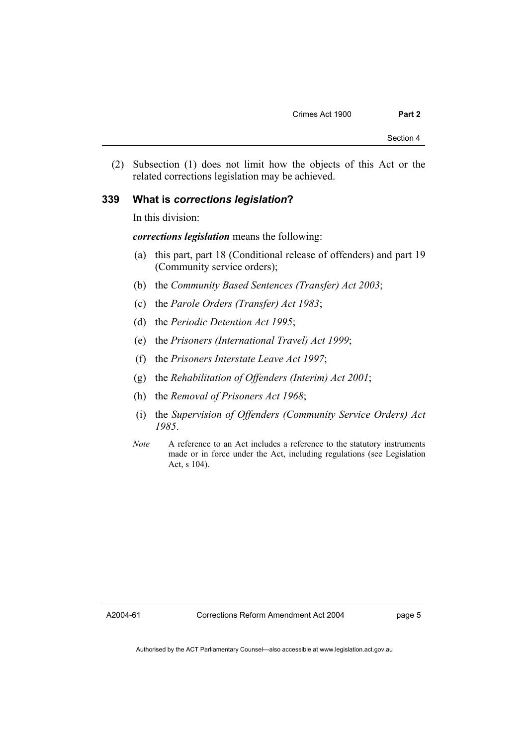(2) Subsection (1) does not limit how the objects of this Act or the related corrections legislation may be achieved.

### 339 What is *corrections legislation*?

In this division:

***corrections legislation*** means the following:

(a) this part, part 18 (Conditional release of offenders) and part 19 (Community service orders);

(b) the *Community Based Sentences (Transfer) Act 2003*;

(c) the *Parole Orders (Transfer) Act 1983*;

(d) the *Periodic Detention Act 1995*;

(e) the *Prisoners (International Travel) Act 1999*;

(f) the *Prisoners Interstate Leave Act 1997*;

(g) the *Rehabilitation of Offenders (Interim) Act 2001*;

(h) the *Removal of Prisoners Act 1968*;

(i) the *Supervision of Offenders (Community Service Orders) Act 1985*.

*Note* A reference to an Act includes a reference to the statutory instruments made or in force under the Act, including regulations (see Legislation Act, s 104).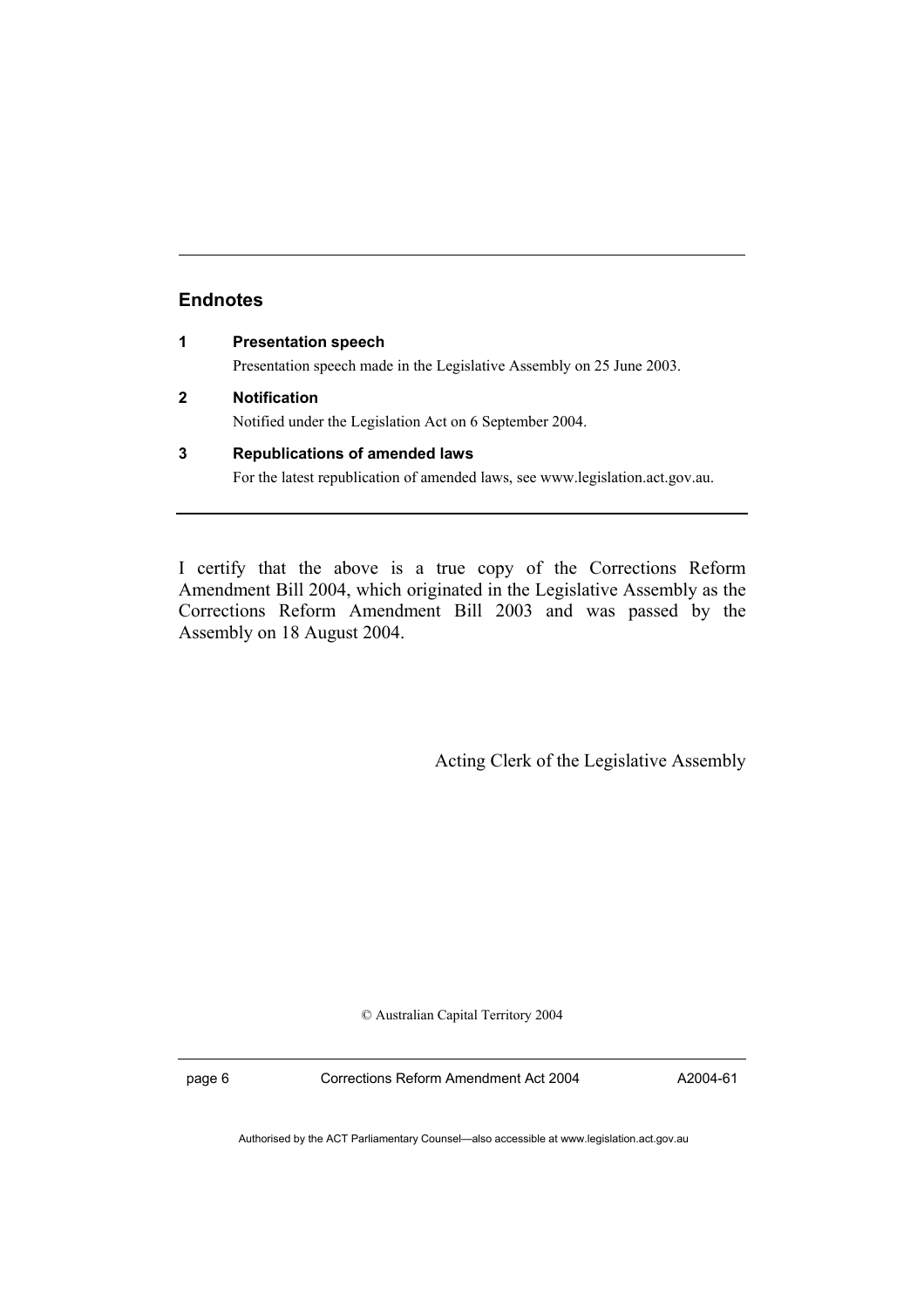## Endnotes

**1 Presentation speech**

Presentation speech made in the Legislative Assembly on 25 June 2003.

**2 Notification**

Notified under the Legislation Act on 6 September 2004.

**3 Republications of amended laws**

For the latest republication of amended laws, see www.legislation.act.gov.au.

I certify that the above is a true copy of the Corrections Reform Amendment Bill 2004, which originated in the Legislative Assembly as the Corrections Reform Amendment Bill 2003 and was passed by the Assembly on 18 August 2004.

Acting Clerk of the Legislative Assembly

© Australian Capital Territory 2004